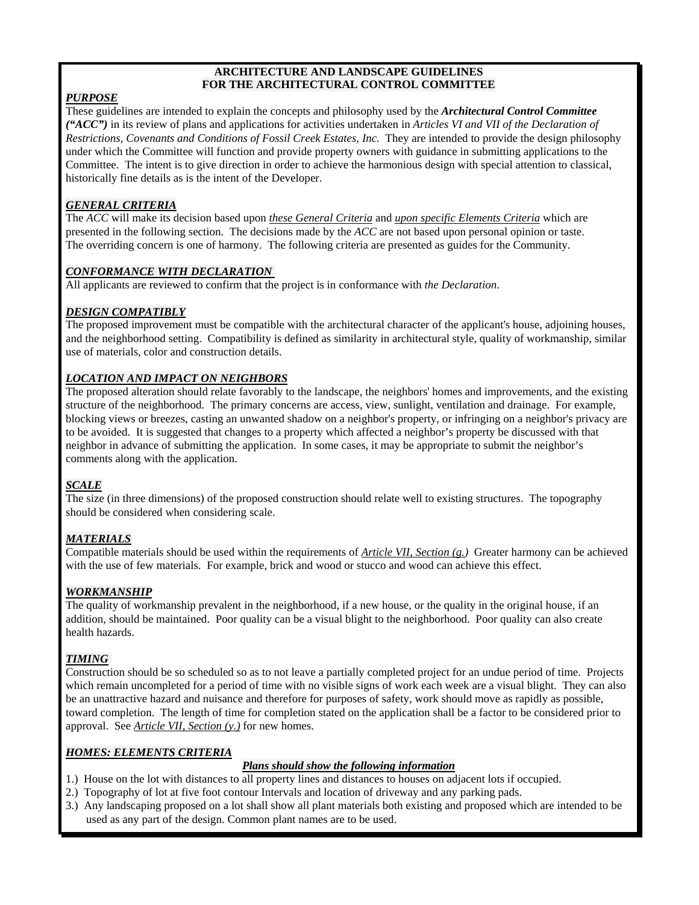# ARCHITECTURE AND LANDSCAPE GUIDELINES
# FOR THE ARCHITECTURAL CONTROL COMMITTEE

***PURPOSE***

These guidelines are intended to explain the concepts and philosophy used by the ***Architectural Control Committee (“ACC”)*** in its review of plans and applications for activities undertaken in *Articles VI and VII of the Declaration of Restrictions, Covenants and Conditions of Fossil Creek Estates, Inc.* They are intended to provide the design philosophy under which the Committee will function and provide property owners with guidance in submitting applications to the Committee. The intent is to give direction in order to achieve the harmonious design with special attention to classical, historically fine details as is the intent of the Developer.

***GENERAL CRITERIA***

The *ACC* will make its decision based upon *these General Criteria* and *upon specific Elements Criteria* which are presented in the following section. The decisions made by the *ACC* are not based upon personal opinion or taste. The overriding concern is one of harmony. The following criteria are presented as guides for the Community.

***CONFORMANCE WITH DECLARATION***

All applicants are reviewed to confirm that the project is in conformance with *the Declaration*.

***DESIGN COMPATIBLY***

The proposed improvement must be compatible with the architectural character of the applicant's house, adjoining houses, and the neighborhood setting. Compatibility is defined as similarity in architectural style, quality of workmanship, similar use of materials, color and construction details.

***LOCATION AND IMPACT ON NEIGHBORS***

The proposed alteration should relate favorably to the landscape, the neighbors' homes and improvements, and the existing structure of the neighborhood. The primary concerns are access, view, sunlight, ventilation and drainage. For example, blocking views or breezes, casting an unwanted shadow on a neighbor's property, or infringing on a neighbor's privacy are to be avoided. It is suggested that changes to a property which affected a neighbor’s property be discussed with that neighbor in advance of submitting the application. In some cases, it may be appropriate to submit the neighbor’s comments along with the application.

***SCALE***

The size (in three dimensions) of the proposed construction should relate well to existing structures. The topography should be considered when considering scale.

***MATERIALS***

Compatible materials should be used within the requirements of *Article VII, Section (g.)* Greater harmony can be achieved with the use of few materials. For example, brick and wood or stucco and wood can achieve this effect.

***WORKMANSHIP***

The quality of workmanship prevalent in the neighborhood, if a new house, or the quality in the original house, if an addition, should be maintained. Poor quality can be a visual blight to the neighborhood. Poor quality can also create health hazards.

***TIMING***

Construction should be so scheduled so as to not leave a partially completed project for an undue period of time. Projects which remain uncompleted for a period of time with no visible signs of work each week are a visual blight. They can also be an unattractive hazard and nuisance and therefore for purposes of safety, work should move as rapidly as possible, toward completion. The length of time for completion stated on the application shall be a factor to be considered prior to approval. See *Article VII, Section (y.)* for new homes.

***HOMES: ELEMENTS CRITERIA***

***Plans should show the following information***

1.) House on the lot with distances to all property lines and distances to houses on adjacent lots if occupied.
2.) Topography of lot at five foot contour Intervals and location of driveway and any parking pads.
3.) Any landscaping proposed on a lot shall show all plant materials both existing and proposed which are intended to be used as any part of the design. Common plant names are to be used.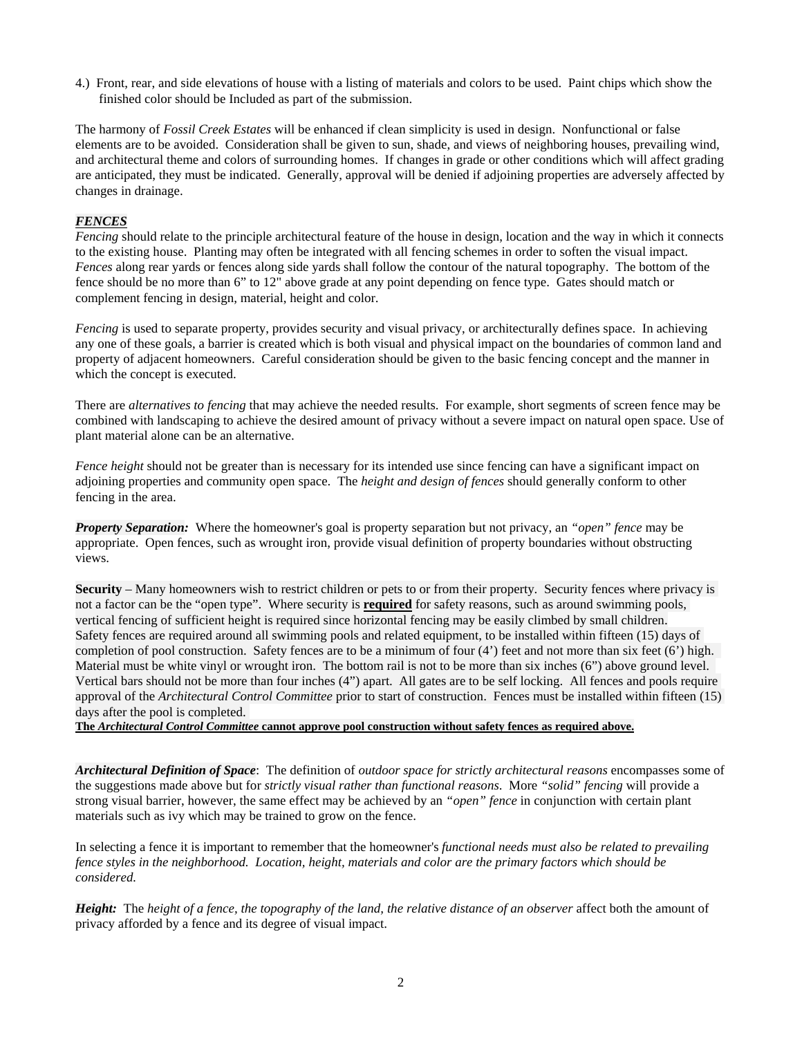4.) Front, rear, and side elevations of house with a listing of materials and colors to be used. Paint chips which show the finished color should be Included as part of the submission.

The harmony of *Fossil Creek Estates* will be enhanced if clean simplicity is used in design. Nonfunctional or false elements are to be avoided. Consideration shall be given to sun, shade, and views of neighboring houses, prevailing wind, and architectural theme and colors of surrounding homes. If changes in grade or other conditions which will affect grading are anticipated, they must be indicated. Generally, approval will be denied if adjoining properties are adversely affected by changes in drainage.

## ***FENCES***

*Fencing* should relate to the principle architectural feature of the house in design, location and the way in which it connects to the existing house. Planting may often be integrated with all fencing schemes in order to soften the visual impact. *Fences* along rear yards or fences along side yards shall follow the contour of the natural topography. The bottom of the fence should be no more than 6" to 12" above grade at any point depending on fence type. Gates should match or complement fencing in design, material, height and color.

*Fencing* is used to separate property, provides security and visual privacy, or architecturally defines space. In achieving any one of these goals, a barrier is created which is both visual and physical impact on the boundaries of common land and property of adjacent homeowners. Careful consideration should be given to the basic fencing concept and the manner in which the concept is executed.

There are *alternatives to fencing* that may achieve the needed results. For example, short segments of screen fence may be combined with landscaping to achieve the desired amount of privacy without a severe impact on natural open space. Use of plant material alone can be an alternative.

*Fence height* should not be greater than is necessary for its intended use since fencing can have a significant impact on adjoining properties and community open space. The *height and design of fences* should generally conform to other fencing in the area.

***Property Separation:*** Where the homeowner's goal is property separation but not privacy, an *"open" fence* may be appropriate. Open fences, such as wrought iron, provide visual definition of property boundaries without obstructing views.

**Security** – Many homeowners wish to restrict children or pets to or from their property. Security fences where privacy is not a factor can be the "open type". Where security is **required** for safety reasons, such as around swimming pools, vertical fencing of sufficient height is required since horizontal fencing may be easily climbed by small children. Safety fences are required around all swimming pools and related equipment, to be installed within fifteen (15) days of completion of pool construction. Safety fences are to be a minimum of four (4') feet and not more than six feet (6') high. Material must be white vinyl or wrought iron. The bottom rail is not to be more than six inches (6") above ground level. Vertical bars should not be more than four inches (4") apart. All gates are to be self locking. All fences and pools require approval of the *Architectural Control Committee* prior to start of construction. Fences must be installed within fifteen (15) days after the pool is completed.

**The *Architectural Control Committee* cannot approve pool construction without safety fences as required above.**

***Architectural Definition of Space***: The definition of *outdoor space for strictly architectural reasons* encompasses some of the suggestions made above but for *strictly visual rather than functional reasons*. More *"solid" fencing* will provide a strong visual barrier, however, the same effect may be achieved by an *"open" fence* in conjunction with certain plant materials such as ivy which may be trained to grow on the fence.

In selecting a fence it is important to remember that the homeowner's *functional needs must also be related to prevailing fence styles in the neighborhood. Location, height, materials and color are the primary factors which should be considered.*

***Height:*** The *height of a fence, the topography of the land, the relative distance of an observer* affect both the amount of privacy afforded by a fence and its degree of visual impact.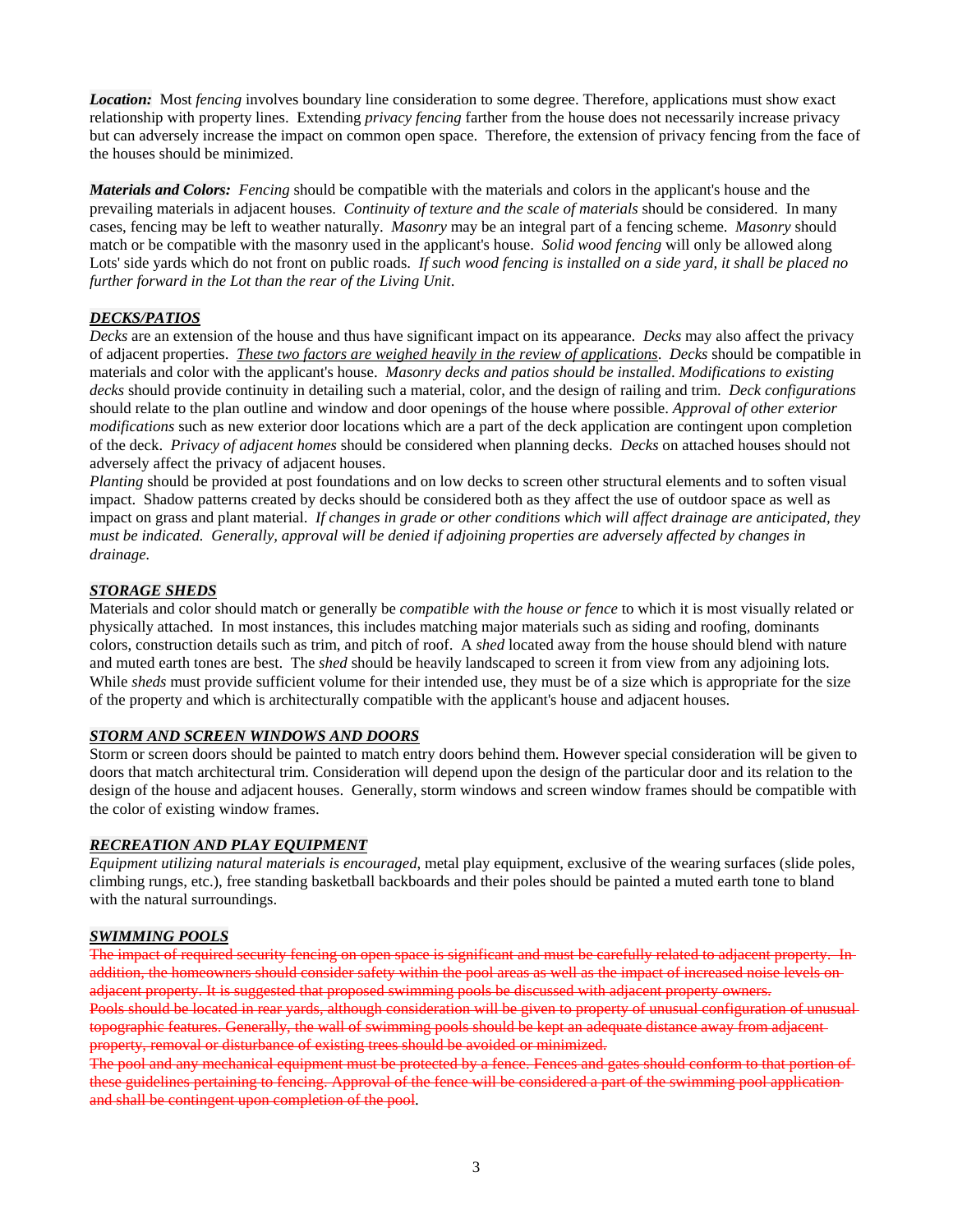***Location:*** Most *fencing* involves boundary line consideration to some degree. Therefore, applications must show exact relationship with property lines. Extending *privacy fencing* farther from the house does not necessarily increase privacy but can adversely increase the impact on common open space. Therefore, the extension of privacy fencing from the face of the houses should be minimized.

***Materials and Colors:*** *Fencing* should be compatible with the materials and colors in the applicant's house and the prevailing materials in adjacent houses. *Continuity of texture and the scale of materials* should be considered. In many cases, fencing may be left to weather naturally. *Masonry* may be an integral part of a fencing scheme. *Masonry* should match or be compatible with the masonry used in the applicant's house. *Solid wood fencing* will only be allowed along Lots' side yards which do not front on public roads. *If such wood fencing is installed on a side yard, it shall be placed no further forward in the Lot than the rear of the Living Unit*.

## ***<u>DECKS/PATIOS</u>***

*Decks* are an extension of the house and thus have significant impact on its appearance. *Decks* may also affect the privacy of adjacent properties. *<u>These two factors are weighed heavily in the review of applications</u>*. *Decks* should be compatible in materials and color with the applicant's house. *Masonry decks and patios should be installed*. *Modifications to existing decks* should provide continuity in detailing such a material, color, and the design of railing and trim. *Deck configurations* should relate to the plan outline and window and door openings of the house where possible. *Approval of other exterior modifications* such as new exterior door locations which are a part of the deck application are contingent upon completion of the deck. *Privacy of adjacent homes* should be considered when planning decks. *Decks* on attached houses should not adversely affect the privacy of adjacent houses.

*Planting* should be provided at post foundations and on low decks to screen other structural elements and to soften visual impact. Shadow patterns created by decks should be considered both as they affect the use of outdoor space as well as impact on grass and plant material. *If changes in grade or other conditions which will affect drainage are anticipated, they must be indicated. Generally, approval will be denied if adjoining properties are adversely affected by changes in drainage.*

## ***<u>STORAGE SHEDS</u>***

Materials and color should match or generally be *compatible with the house or fence* to which it is most visually related or physically attached. In most instances, this includes matching major materials such as siding and roofing, dominants colors, construction details such as trim, and pitch of roof. A *shed* located away from the house should blend with nature and muted earth tones are best. The *shed* should be heavily landscaped to screen it from view from any adjoining lots. While *sheds* must provide sufficient volume for their intended use, they must be of a size which is appropriate for the size of the property and which is architecturally compatible with the applicant's house and adjacent houses.

## ***<u>STORM AND SCREEN WINDOWS AND DOORS</u>***

Storm or screen doors should be painted to match entry doors behind them. However special consideration will be given to doors that match architectural trim. Consideration will depend upon the design of the particular door and its relation to the design of the house and adjacent houses. Generally, storm windows and screen window frames should be compatible with the color of existing window frames.

## ***<u>RECREATION AND PLAY EQUIPMENT</u>***

*Equipment utilizing natural materials is encouraged*, metal play equipment, exclusive of the wearing surfaces (slide poles, climbing rungs, etc.), free standing basketball backboards and their poles should be painted a muted earth tone to bland with the natural surroundings.

## ***<u>SWIMMING POOLS</u>***

~~The impact of required security fencing on open space is significant and must be carefully related to adjacent property. In addition, the homeowners should consider safety within the pool areas as well as the impact of increased noise levels on adjacent property. It is suggested that proposed swimming pools be discussed with adjacent property owners.~~

~~Pools should be located in rear yards, although consideration will be given to property of unusual configuration of unusual topographic features. Generally, the wall of swimming pools should be kept an adequate distance away from adjacent property, removal or disturbance of existing trees should be avoided or minimized.~~

~~The pool and any mechanical equipment must be protected by a fence. Fences and gates should conform to that portion of these guidelines pertaining to fencing. Approval of the fence will be considered a part of the swimming pool application and shall be contingent upon completion of the pool~~.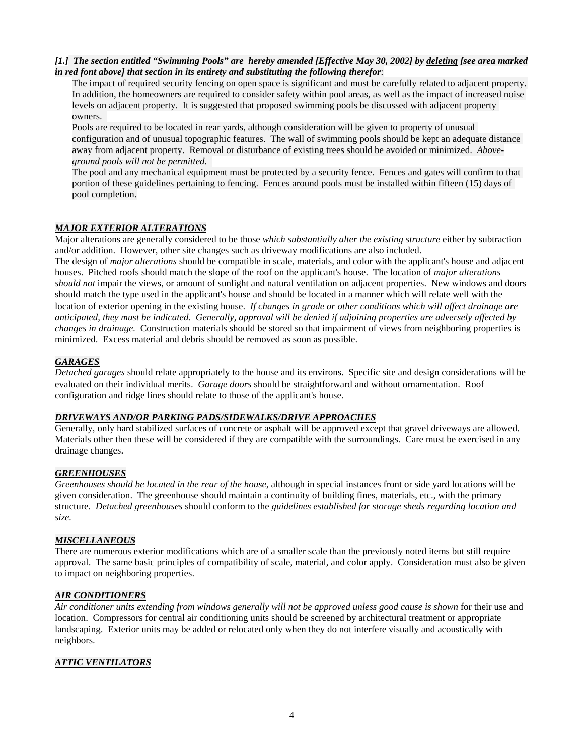***[1.] The section entitled "Swimming Pools" are hereby amended [Effective May 30, 2002] by <u>deleting</u> [see area marked in red font above] that section in its entirety and substituting the following therefor***:

The impact of required security fencing on open space is significant and must be carefully related to adjacent property. In addition, the homeowners are required to consider safety within pool areas, as well as the impact of increased noise levels on adjacent property. It is suggested that proposed swimming pools be discussed with adjacent property owners.

Pools are required to be located in rear yards, although consideration will be given to property of unusual configuration and of unusual topographic features. The wall of swimming pools should be kept an adequate distance away from adjacent property. Removal or disturbance of existing trees should be avoided or minimized. *Above-ground pools will not be permitted.*

The pool and any mechanical equipment must be protected by a security fence. Fences and gates will confirm to that portion of these guidelines pertaining to fencing. Fences around pools must be installed within fifteen (15) days of pool completion.

### ***MAJOR EXTERIOR ALTERATIONS***

Major alterations are generally considered to be those *which substantially alter the existing structure* either by subtraction and/or addition. However, other site changes such as driveway modifications are also included.

The design of *major alterations* should be compatible in scale, materials, and color with the applicant's house and adjacent houses. Pitched roofs should match the slope of the roof on the applicant's house. The location of *major alterations should not* impair the views, or amount of sunlight and natural ventilation on adjacent properties. New windows and doors should match the type used in the applicant's house and should be located in a manner which will relate well with the location of exterior opening in the existing house. *If changes in grade or other conditions which will affect drainage are anticipated, they must be indicated. Generally, approval will be denied if adjoining properties are adversely affected by changes in drainage.* Construction materials should be stored so that impairment of views from neighboring properties is minimized. Excess material and debris should be removed as soon as possible.

### ***GARAGES***

*Detached garages* should relate appropriately to the house and its environs. Specific site and design considerations will be evaluated on their individual merits. *Garage doors* should be straightforward and without ornamentation. Roof configuration and ridge lines should relate to those of the applicant's house.

### ***DRIVEWAYS AND/OR PARKING PADS/SIDEWALKS/DRIVE APPROACHES***

Generally, only hard stabilized surfaces of concrete or asphalt will be approved except that gravel driveways are allowed. Materials other then these will be considered if they are compatible with the surroundings. Care must be exercised in any drainage changes.

### ***GREENHOUSES***

*Greenhouses should be located in the rear of the house*, although in special instances front or side yard locations will be given consideration. The greenhouse should maintain a continuity of building fines, materials, etc., with the primary structure. *Detached greenhouses* should conform to the *guidelines established for storage sheds regarding location and size.*

### ***MISCELLANEOUS***

There are numerous exterior modifications which are of a smaller scale than the previously noted items but still require approval. The same basic principles of compatibility of scale, material, and color apply. Consideration must also be given to impact on neighboring properties.

### ***AIR CONDITIONERS***

*Air conditioner units extending from windows generally will not be approved unless good cause is shown* for their use and location. Compressors for central air conditioning units should be screened by architectural treatment or appropriate landscaping. Exterior units may be added or relocated only when they do not interfere visually and acoustically with neighbors.

### ***ATTIC VENTILATORS***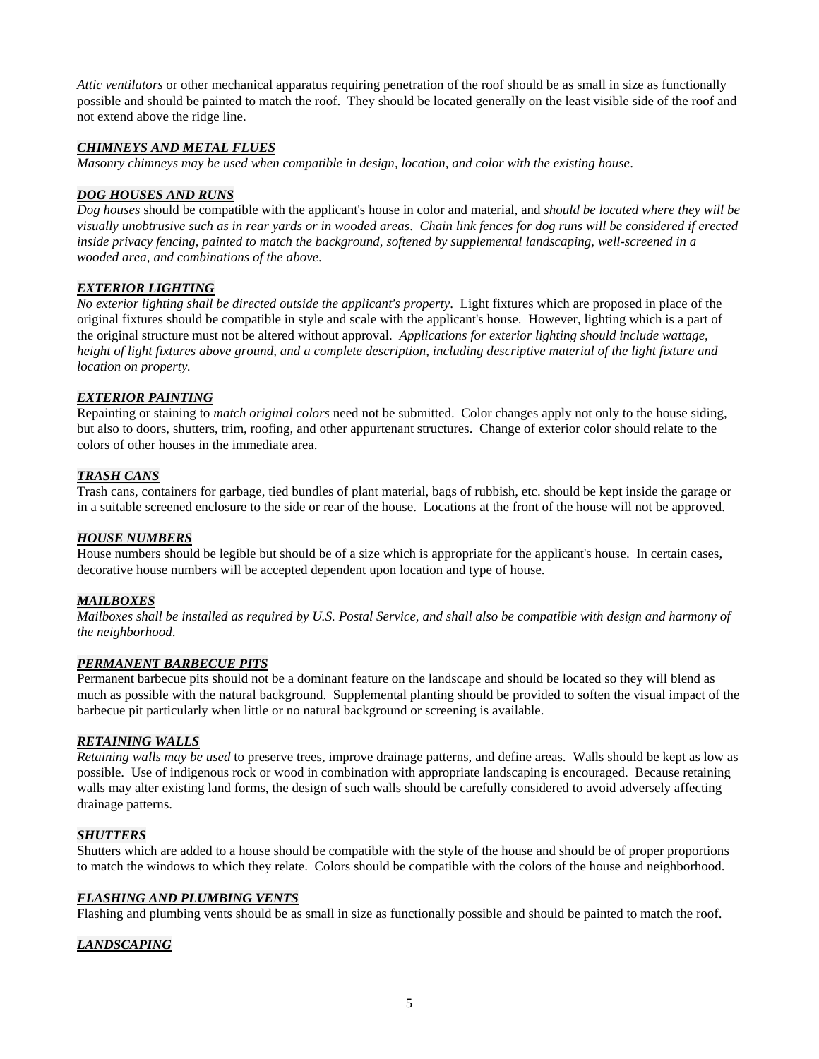*Attic ventilators* or other mechanical apparatus requiring penetration of the roof should be as small in size as functionally possible and should be painted to match the roof. They should be located generally on the least visible side of the roof and not extend above the ridge line.

***CHIMNEYS AND METAL FLUES***

*Masonry chimneys may be used when compatible in design, location, and color with the existing house*.

***DOG HOUSES AND RUNS***

*Dog houses* should be compatible with the applicant's house in color and material, and *should be located where they will be visually unobtrusive such as in rear yards or in wooded areas*. *Chain link fences for dog runs will be considered if erected inside privacy fencing, painted to match the background, softened by supplemental landscaping, well-screened in a wooded area, and combinations of the above.*

***EXTERIOR LIGHTING***

*No exterior lighting shall be directed outside the applicant's property*. Light fixtures which are proposed in place of the original fixtures should be compatible in style and scale with the applicant's house. However, lighting which is a part of the original structure must not be altered without approval. *Applications for exterior lighting should include wattage, height of light fixtures above ground, and a complete description, including descriptive material of the light fixture and location on property.*

***EXTERIOR PAINTING***

Repainting or staining to *match original colors* need not be submitted. Color changes apply not only to the house siding, but also to doors, shutters, trim, roofing, and other appurtenant structures. Change of exterior color should relate to the colors of other houses in the immediate area.

***TRASH CANS***

Trash cans, containers for garbage, tied bundles of plant material, bags of rubbish, etc. should be kept inside the garage or in a suitable screened enclosure to the side or rear of the house. Locations at the front of the house will not be approved.

***HOUSE NUMBERS***

House numbers should be legible but should be of a size which is appropriate for the applicant's house. In certain cases, decorative house numbers will be accepted dependent upon location and type of house.

***MAILBOXES***

*Mailboxes shall be installed as required by U.S. Postal Service, and shall also be compatible with design and harmony of the neighborhood*.

***PERMANENT BARBECUE PITS***

Permanent barbecue pits should not be a dominant feature on the landscape and should be located so they will blend as much as possible with the natural background. Supplemental planting should be provided to soften the visual impact of the barbecue pit particularly when little or no natural background or screening is available.

***RETAINING WALLS***

*Retaining walls may be used* to preserve trees, improve drainage patterns, and define areas. Walls should be kept as low as possible. Use of indigenous rock or wood in combination with appropriate landscaping is encouraged. Because retaining walls may alter existing land forms, the design of such walls should be carefully considered to avoid adversely affecting drainage patterns.

***SHUTTERS***

Shutters which are added to a house should be compatible with the style of the house and should be of proper proportions to match the windows to which they relate. Colors should be compatible with the colors of the house and neighborhood.

***FLASHING AND PLUMBING VENTS***

Flashing and plumbing vents should be as small in size as functionally possible and should be painted to match the roof.

***LANDSCAPING***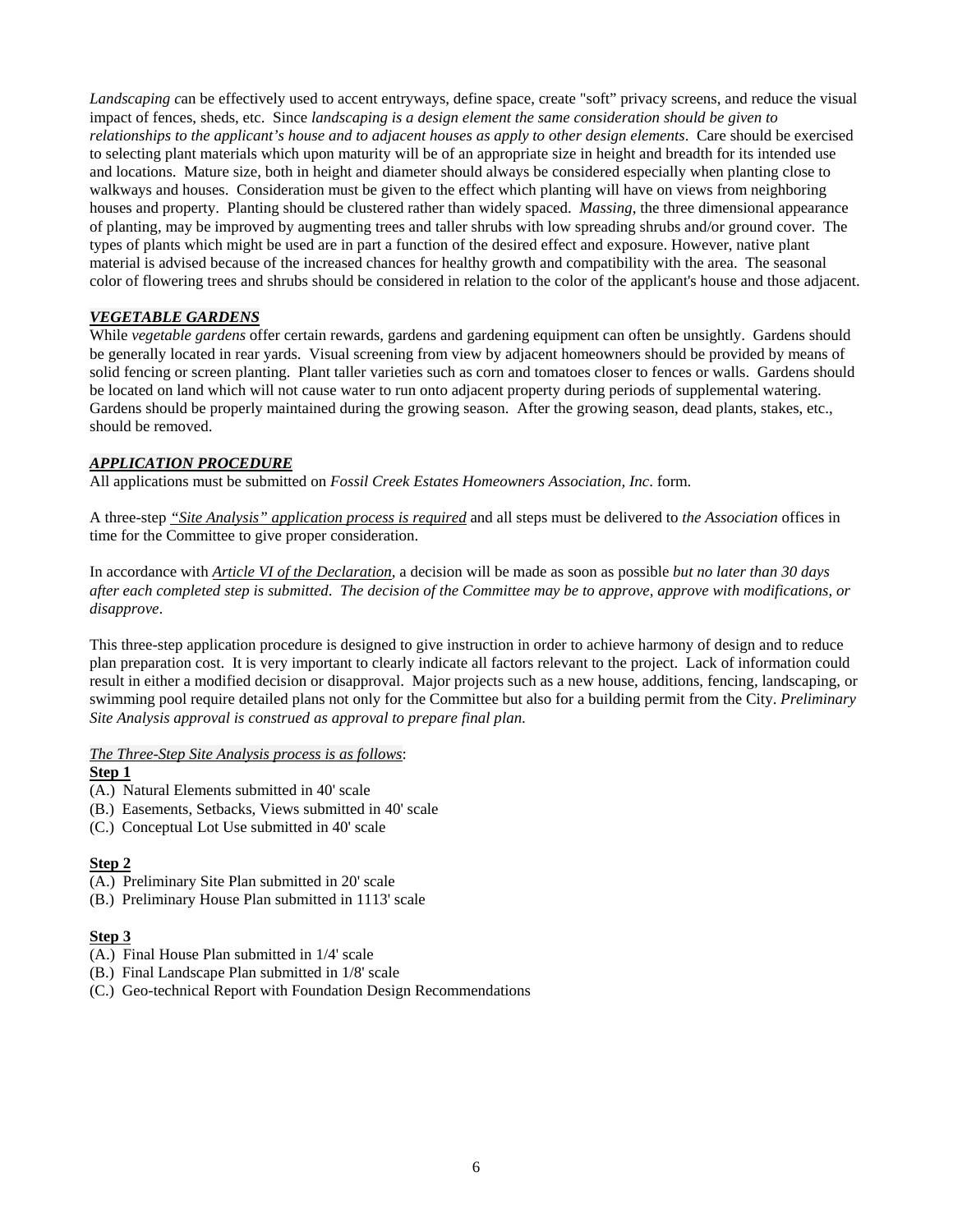*Landscaping c*an be effectively used to accent entryways, define space, create "soft" privacy screens, and reduce the visual impact of fences, sheds, etc. Since *landscaping is a design element the same consideration should be given to relationships to the applicant's house and to adjacent houses as apply to other design elements*. Care should be exercised to selecting plant materials which upon maturity will be of an appropriate size in height and breadth for its intended use and locations. Mature size, both in height and diameter should always be considered especially when planting close to walkways and houses. Consideration must be given to the effect which planting will have on views from neighboring houses and property. Planting should be clustered rather than widely spaced. *Massing*, the three dimensional appearance of planting, may be improved by augmenting trees and taller shrubs with low spreading shrubs and/or ground cover. The types of plants which might be used are in part a function of the desired effect and exposure. However, native plant material is advised because of the increased chances for healthy growth and compatibility with the area. The seasonal color of flowering trees and shrubs should be considered in relation to the color of the applicant's house and those adjacent.

## *VEGETABLE GARDENS*

While *vegetable gardens* offer certain rewards, gardens and gardening equipment can often be unsightly. Gardens should be generally located in rear yards. Visual screening from view by adjacent homeowners should be provided by means of solid fencing or screen planting. Plant taller varieties such as corn and tomatoes closer to fences or walls. Gardens should be located on land which will not cause water to run onto adjacent property during periods of supplemental watering. Gardens should be properly maintained during the growing season. After the growing season, dead plants, stakes, etc., should be removed.

## *APPLICATION PROCEDURE*

All applications must be submitted on *Fossil Creek Estates Homeowners Association, Inc*. form.

A three-step *"Site Analysis" application process is required* and all steps must be delivered to *the Association* offices in time for the Committee to give proper consideration.

In accordance with *Article VI of the Declaration*, a decision will be made as soon as possible *but no later than 30 days after each completed step is submitted*. *The decision of the Committee may be to approve, approve with modifications, or disapprove*.

This three-step application procedure is designed to give instruction in order to achieve harmony of design and to reduce plan preparation cost. It is very important to clearly indicate all factors relevant to the project. Lack of information could result in either a modified decision or disapproval. Major projects such as a new house, additions, fencing, landscaping, or swimming pool require detailed plans not only for the Committee but also for a building permit from the City. *Preliminary Site Analysis approval is construed as approval to prepare final plan.*

*The Three-Step Site Analysis process is as follows*:

**Step 1**

(A.) Natural Elements submitted in 40' scale
(B.) Easements, Setbacks, Views submitted in 40' scale
(C.) Conceptual Lot Use submitted in 40' scale

**Step 2**

(A.) Preliminary Site Plan submitted in 20' scale
(B.) Preliminary House Plan submitted in 1113' scale

**Step 3**

(A.) Final House Plan submitted in 1/4' scale
(B.) Final Landscape Plan submitted in 1/8' scale
(C.) Geo-technical Report with Foundation Design Recommendations